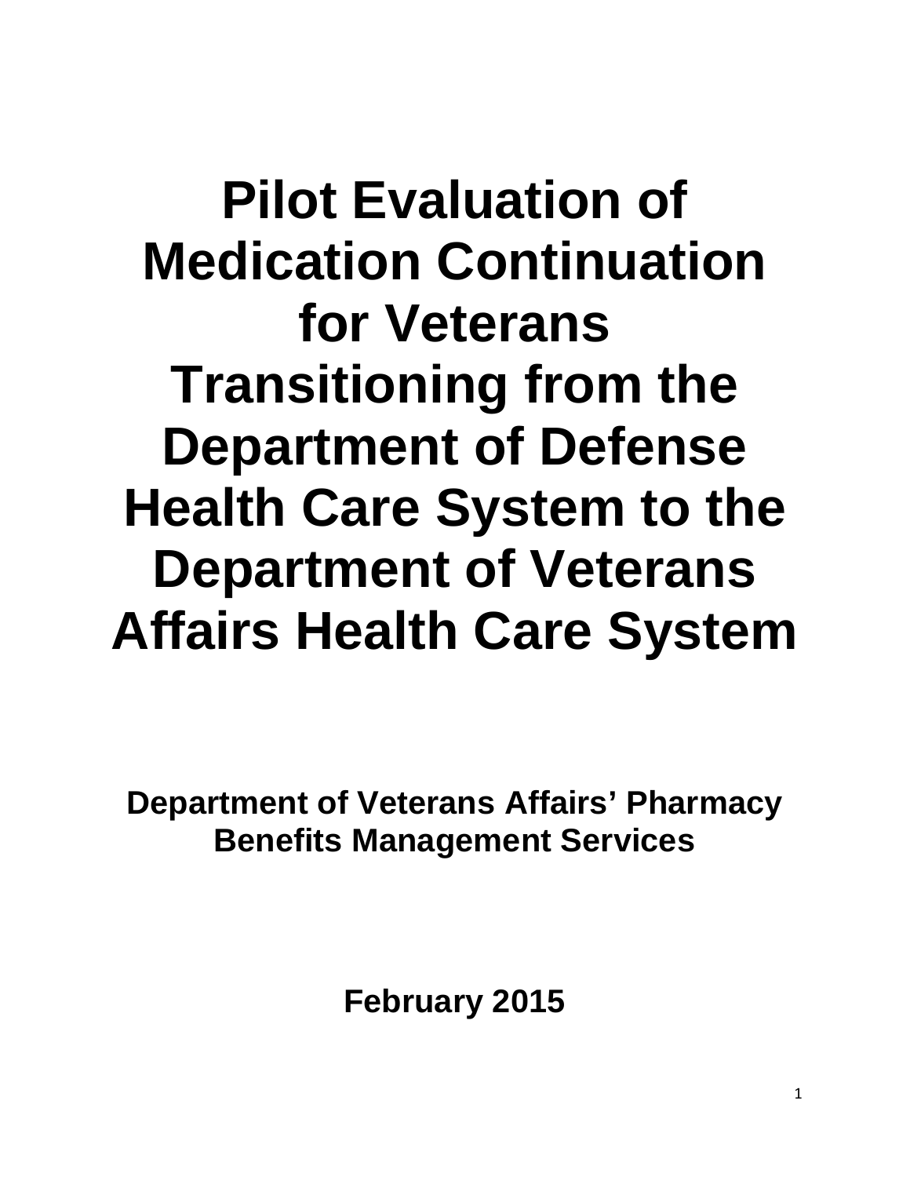# Pilot Evaluation of Medication Continuation for Veterans Transitioning from the Department of Defense Health Care System to the Department of Veterans Affairs Health Care System

**Department of Veterans Affairs' Pharmacy Benefits Management Services**

**February 2015**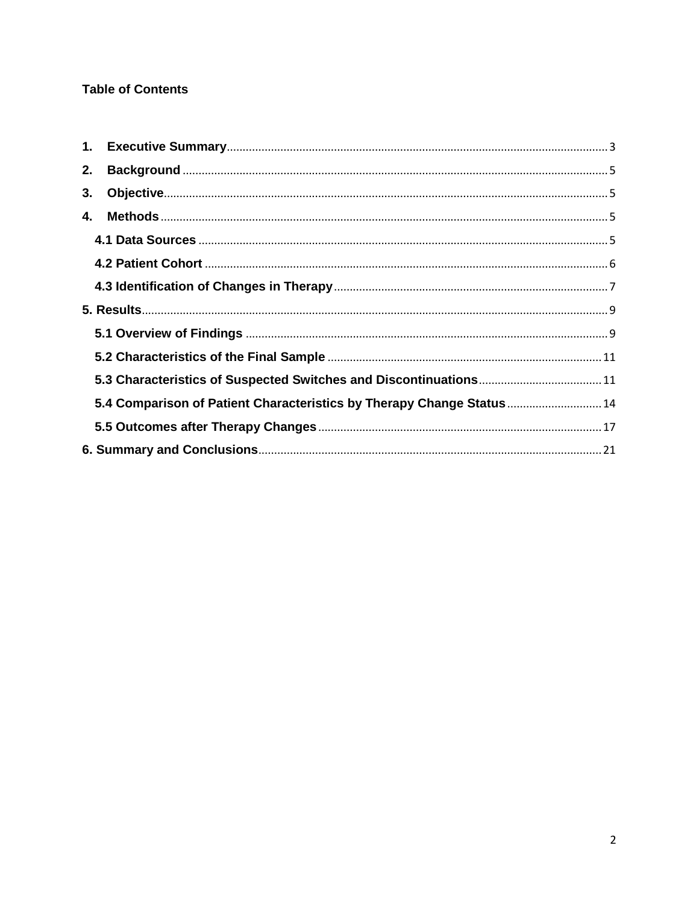**Table of Contents**

1. **Executive Summary** ........................................................................................................ 3
2. **Background** ..................................................................................................................... 5
3. **Objective** ......................................................................................................................... 5
4. **Methods** .......................................................................................................................... 5
   - **4.1 Data Sources** ............................................................................................................ 5
   - **4.2 Patient Cohort** .......................................................................................................... 6
   - **4.3 Identification of Changes in Therapy** ....................................................................... 7

**5. Results** ................................................................................................................................ 9

- **5.1 Overview of Findings** .................................................................................................. 9
- **5.2 Characteristics of the Final Sample** ........................................................................... 11
- **5.3 Characteristics of Suspected Switches and Discontinuations** ................................... 11
- **5.4 Comparison of Patient Characteristics by Therapy Change Status** ............................ 14
- **5.5 Outcomes after Therapy Changes** ............................................................................. 17

**6. Summary and Conclusions** ................................................................................................ 21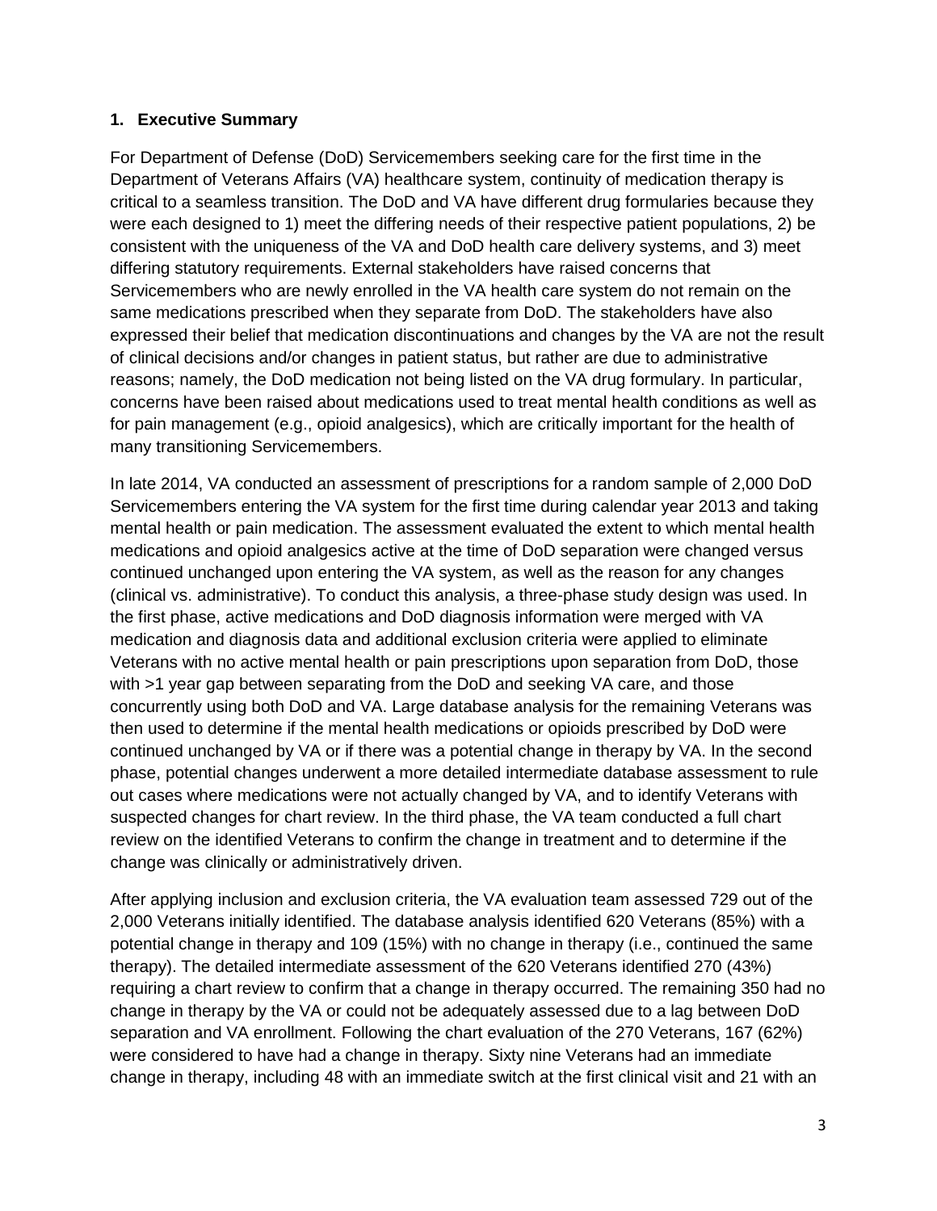## 1. Executive Summary

For Department of Defense (DoD) Servicemembers seeking care for the first time in the Department of Veterans Affairs (VA) healthcare system, continuity of medication therapy is critical to a seamless transition. The DoD and VA have different drug formularies because they were each designed to 1) meet the differing needs of their respective patient populations, 2) be consistent with the uniqueness of the VA and DoD health care delivery systems, and 3) meet differing statutory requirements. External stakeholders have raised concerns that Servicemembers who are newly enrolled in the VA health care system do not remain on the same medications prescribed when they separate from DoD. The stakeholders have also expressed their belief that medication discontinuations and changes by the VA are not the result of clinical decisions and/or changes in patient status, but rather are due to administrative reasons; namely, the DoD medication not being listed on the VA drug formulary. In particular, concerns have been raised about medications used to treat mental health conditions as well as for pain management (e.g., opioid analgesics), which are critically important for the health of many transitioning Servicemembers.

In late 2014, VA conducted an assessment of prescriptions for a random sample of 2,000 DoD Servicemembers entering the VA system for the first time during calendar year 2013 and taking mental health or pain medication. The assessment evaluated the extent to which mental health medications and opioid analgesics active at the time of DoD separation were changed versus continued unchanged upon entering the VA system, as well as the reason for any changes (clinical vs. administrative). To conduct this analysis, a three-phase study design was used. In the first phase, active medications and DoD diagnosis information were merged with VA medication and diagnosis data and additional exclusion criteria were applied to eliminate Veterans with no active mental health or pain prescriptions upon separation from DoD, those with >1 year gap between separating from the DoD and seeking VA care, and those concurrently using both DoD and VA. Large database analysis for the remaining Veterans was then used to determine if the mental health medications or opioids prescribed by DoD were continued unchanged by VA or if there was a potential change in therapy by VA. In the second phase, potential changes underwent a more detailed intermediate database assessment to rule out cases where medications were not actually changed by VA, and to identify Veterans with suspected changes for chart review. In the third phase, the VA team conducted a full chart review on the identified Veterans to confirm the change in treatment and to determine if the change was clinically or administratively driven.

After applying inclusion and exclusion criteria, the VA evaluation team assessed 729 out of the 2,000 Veterans initially identified. The database analysis identified 620 Veterans (85%) with a potential change in therapy and 109 (15%) with no change in therapy (i.e., continued the same therapy). The detailed intermediate assessment of the 620 Veterans identified 270 (43%) requiring a chart review to confirm that a change in therapy occurred. The remaining 350 had no change in therapy by the VA or could not be adequately assessed due to a lag between DoD separation and VA enrollment. Following the chart evaluation of the 270 Veterans, 167 (62%) were considered to have had a change in therapy. Sixty nine Veterans had an immediate change in therapy, including 48 with an immediate switch at the first clinical visit and 21 with an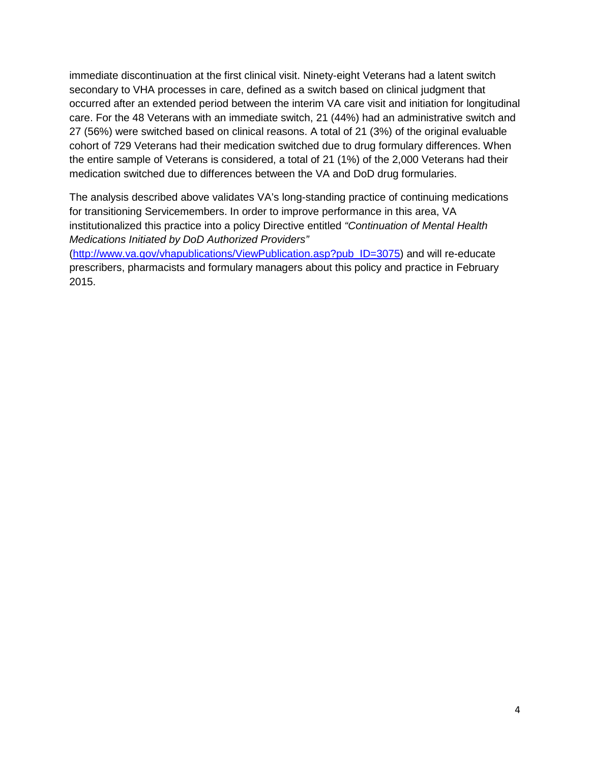immediate discontinuation at the first clinical visit. Ninety-eight Veterans had a latent switch secondary to VHA processes in care, defined as a switch based on clinical judgment that occurred after an extended period between the interim VA care visit and initiation for longitudinal care. For the 48 Veterans with an immediate switch, 21 (44%) had an administrative switch and 27 (56%) were switched based on clinical reasons. A total of 21 (3%) of the original evaluable cohort of 729 Veterans had their medication switched due to drug formulary differences. When the entire sample of Veterans is considered, a total of 21 (1%) of the 2,000 Veterans had their medication switched due to differences between the VA and DoD drug formularies.

The analysis described above validates VA's long-standing practice of continuing medications for transitioning Servicemembers. In order to improve performance in this area, VA institutionalized this practice into a policy Directive entitled *"Continuation of Mental Health Medications Initiated by DoD Authorized Providers"* ([http://www.va.gov/vhapublications/ViewPublication.asp?pub_ID=3075](http://www.va.gov/vhapublications/ViewPublication.asp?pub_ID=3075)) and will re-educate prescribers, pharmacists and formulary managers about this policy and practice in February 2015.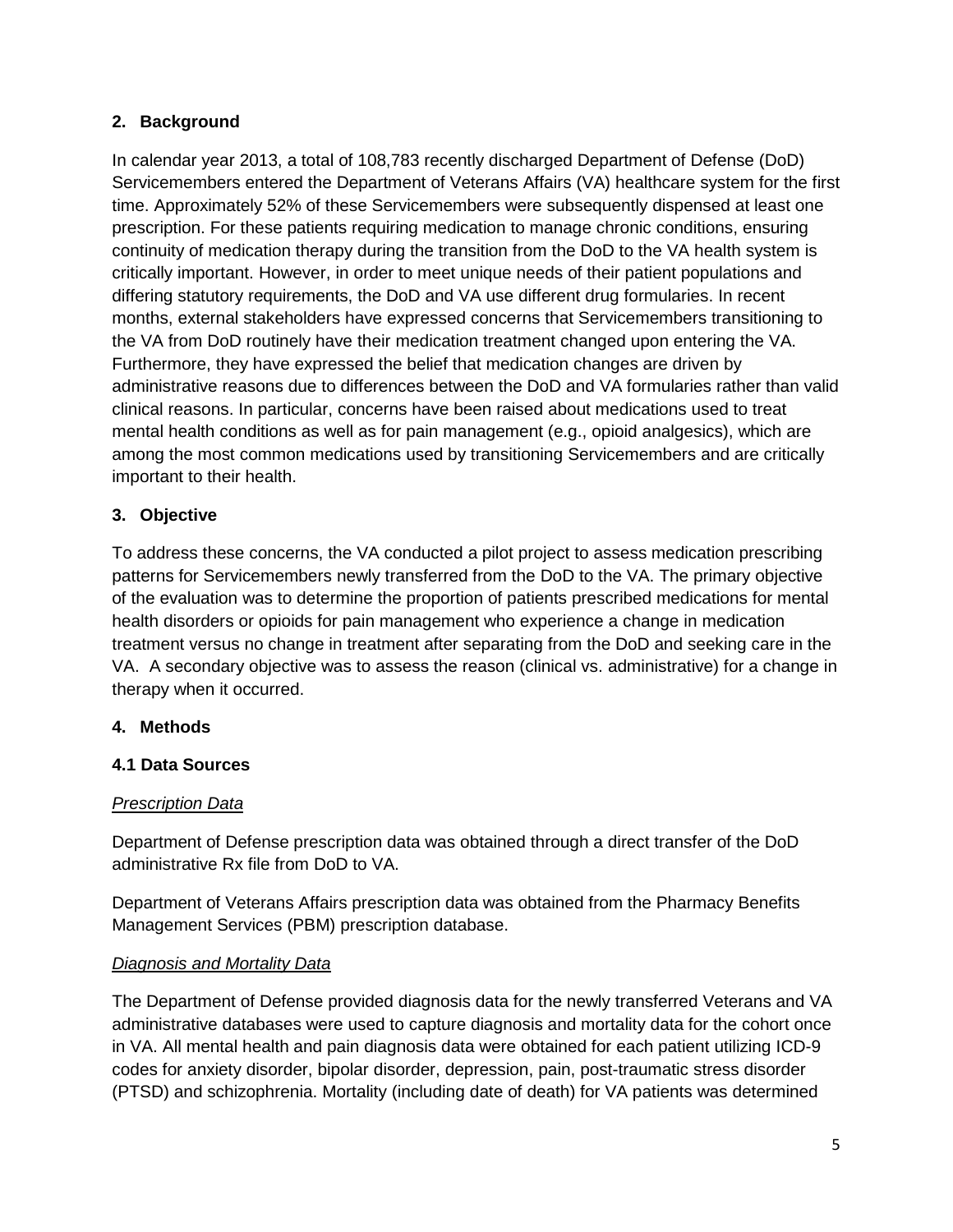## 2. Background

In calendar year 2013, a total of 108,783 recently discharged Department of Defense (DoD) Servicemembers entered the Department of Veterans Affairs (VA) healthcare system for the first time. Approximately 52% of these Servicemembers were subsequently dispensed at least one prescription. For these patients requiring medication to manage chronic conditions, ensuring continuity of medication therapy during the transition from the DoD to the VA health system is critically important. However, in order to meet unique needs of their patient populations and differing statutory requirements, the DoD and VA use different drug formularies. In recent months, external stakeholders have expressed concerns that Servicemembers transitioning to the VA from DoD routinely have their medication treatment changed upon entering the VA. Furthermore, they have expressed the belief that medication changes are driven by administrative reasons due to differences between the DoD and VA formularies rather than valid clinical reasons. In particular, concerns have been raised about medications used to treat mental health conditions as well as for pain management (e.g., opioid analgesics), which are among the most common medications used by transitioning Servicemembers and are critically important to their health.

## 3. Objective

To address these concerns, the VA conducted a pilot project to assess medication prescribing patterns for Servicemembers newly transferred from the DoD to the VA. The primary objective of the evaluation was to determine the proportion of patients prescribed medications for mental health disorders or opioids for pain management who experience a change in medication treatment versus no change in treatment after separating from the DoD and seeking care in the VA. A secondary objective was to assess the reason (clinical vs. administrative) for a change in therapy when it occurred.

## 4. Methods

### 4.1 Data Sources

*Prescription Data*

Department of Defense prescription data was obtained through a direct transfer of the DoD administrative Rx file from DoD to VA.

Department of Veterans Affairs prescription data was obtained from the Pharmacy Benefits Management Services (PBM) prescription database.

*Diagnosis and Mortality Data*

The Department of Defense provided diagnosis data for the newly transferred Veterans and VA administrative databases were used to capture diagnosis and mortality data for the cohort once in VA. All mental health and pain diagnosis data were obtained for each patient utilizing ICD-9 codes for anxiety disorder, bipolar disorder, depression, pain, post-traumatic stress disorder (PTSD) and schizophrenia. Mortality (including date of death) for VA patients was determined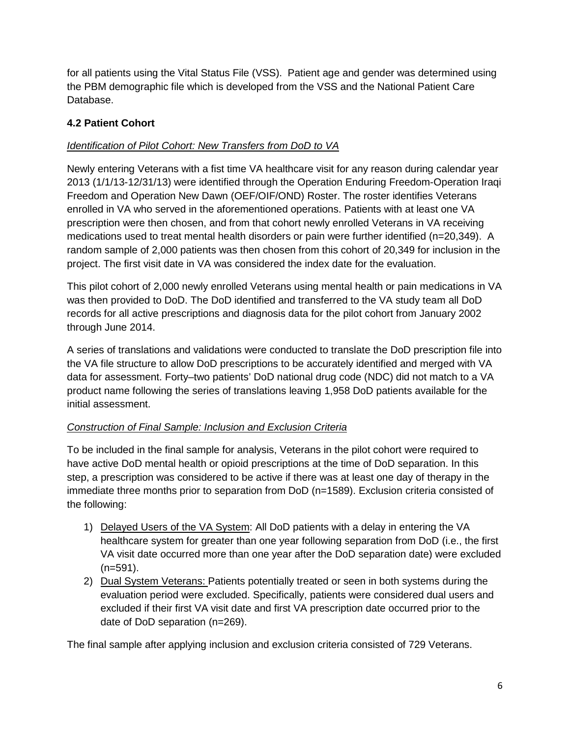for all patients using the Vital Status File (VSS). Patient age and gender was determined using the PBM demographic file which is developed from the VSS and the National Patient Care Database.

### 4.2 Patient Cohort

*Identification of Pilot Cohort: New Transfers from DoD to VA*

Newly entering Veterans with a fist time VA healthcare visit for any reason during calendar year 2013 (1/1/13-12/31/13) were identified through the Operation Enduring Freedom-Operation Iraqi Freedom and Operation New Dawn (OEF/OIF/OND) Roster. The roster identifies Veterans enrolled in VA who served in the aforementioned operations. Patients with at least one VA prescription were then chosen, and from that cohort newly enrolled Veterans in VA receiving medications used to treat mental health disorders or pain were further identified (n=20,349). A random sample of 2,000 patients was then chosen from this cohort of 20,349 for inclusion in the project. The first visit date in VA was considered the index date for the evaluation.

This pilot cohort of 2,000 newly enrolled Veterans using mental health or pain medications in VA was then provided to DoD. The DoD identified and transferred to the VA study team all DoD records for all active prescriptions and diagnosis data for the pilot cohort from January 2002 through June 2014.

A series of translations and validations were conducted to translate the DoD prescription file into the VA file structure to allow DoD prescriptions to be accurately identified and merged with VA data for assessment. Forty–two patients' DoD national drug code (NDC) did not match to a VA product name following the series of translations leaving 1,958 DoD patients available for the initial assessment.

*Construction of Final Sample: Inclusion and Exclusion Criteria*

To be included in the final sample for analysis, Veterans in the pilot cohort were required to have active DoD mental health or opioid prescriptions at the time of DoD separation. In this step, a prescription was considered to be active if there was at least one day of therapy in the immediate three months prior to separation from DoD (n=1589). Exclusion criteria consisted of the following:

1) Delayed Users of the VA System: All DoD patients with a delay in entering the VA healthcare system for greater than one year following separation from DoD (i.e., the first VA visit date occurred more than one year after the DoD separation date) were excluded (n=591).
2) Dual System Veterans: Patients potentially treated or seen in both systems during the evaluation period were excluded. Specifically, patients were considered dual users and excluded if their first VA visit date and first VA prescription date occurred prior to the date of DoD separation (n=269).

The final sample after applying inclusion and exclusion criteria consisted of 729 Veterans.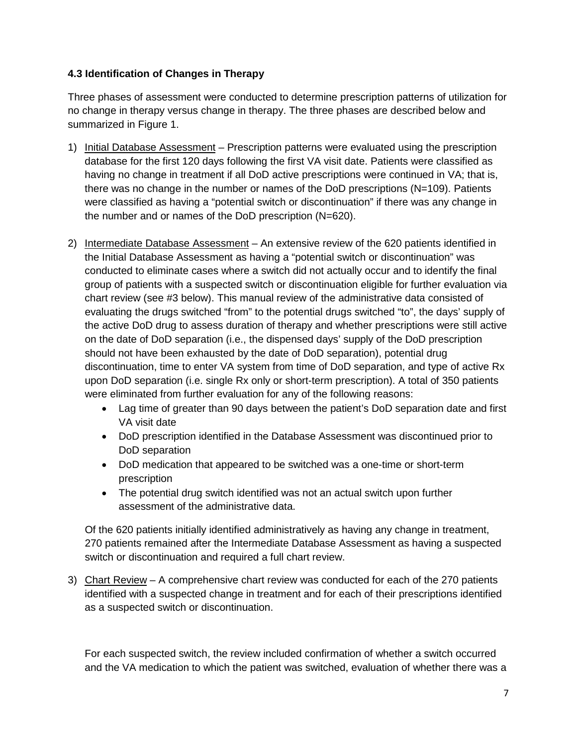### 4.3 Identification of Changes in Therapy

Three phases of assessment were conducted to determine prescription patterns of utilization for no change in therapy versus change in therapy. The three phases are described below and summarized in Figure 1.

1) Initial Database Assessment – Prescription patterns were evaluated using the prescription database for the first 120 days following the first VA visit date. Patients were classified as having no change in treatment if all DoD active prescriptions were continued in VA; that is, there was no change in the number or names of the DoD prescriptions (N=109). Patients were classified as having a "potential switch or discontinuation" if there was any change in the number and or names of the DoD prescription (N=620).

2) Intermediate Database Assessment – An extensive review of the 620 patients identified in the Initial Database Assessment as having a "potential switch or discontinuation" was conducted to eliminate cases where a switch did not actually occur and to identify the final group of patients with a suspected switch or discontinuation eligible for further evaluation via chart review (see #3 below). This manual review of the administrative data consisted of evaluating the drugs switched "from" to the potential drugs switched "to", the days' supply of the active DoD drug to assess duration of therapy and whether prescriptions were still active on the date of DoD separation (i.e., the dispensed days' supply of the DoD prescription should not have been exhausted by the date of DoD separation), potential drug discontinuation, time to enter VA system from time of DoD separation, and type of active Rx upon DoD separation (i.e. single Rx only or short-term prescription). A total of 350 patients were eliminated from further evaluation for any of the following reasons:
   - Lag time of greater than 90 days between the patient's DoD separation date and first VA visit date
   - DoD prescription identified in the Database Assessment was discontinued prior to DoD separation
   - DoD medication that appeared to be switched was a one-time or short-term prescription
   - The potential drug switch identified was not an actual switch upon further assessment of the administrative data.

   Of the 620 patients initially identified administratively as having any change in treatment, 270 patients remained after the Intermediate Database Assessment as having a suspected switch or discontinuation and required a full chart review.

3) Chart Review – A comprehensive chart review was conducted for each of the 270 patients identified with a suspected change in treatment and for each of their prescriptions identified as a suspected switch or discontinuation.

   For each suspected switch, the review included confirmation of whether a switch occurred and the VA medication to which the patient was switched, evaluation of whether there was a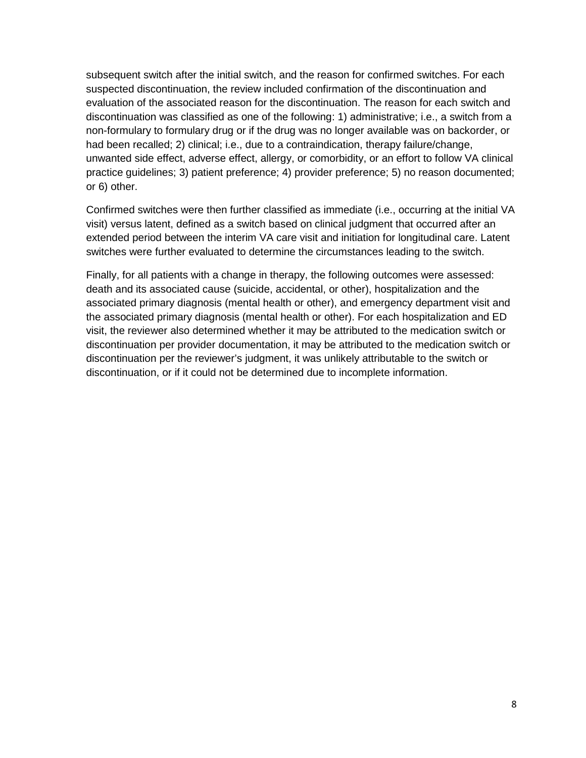subsequent switch after the initial switch, and the reason for confirmed switches. For each suspected discontinuation, the review included confirmation of the discontinuation and evaluation of the associated reason for the discontinuation. The reason for each switch and discontinuation was classified as one of the following: 1) administrative; i.e., a switch from a non-formulary to formulary drug or if the drug was no longer available was on backorder, or had been recalled; 2) clinical; i.e., due to a contraindication, therapy failure/change, unwanted side effect, adverse effect, allergy, or comorbidity, or an effort to follow VA clinical practice guidelines; 3) patient preference; 4) provider preference; 5) no reason documented; or 6) other.

Confirmed switches were then further classified as immediate (i.e., occurring at the initial VA visit) versus latent, defined as a switch based on clinical judgment that occurred after an extended period between the interim VA care visit and initiation for longitudinal care. Latent switches were further evaluated to determine the circumstances leading to the switch.

Finally, for all patients with a change in therapy, the following outcomes were assessed: death and its associated cause (suicide, accidental, or other), hospitalization and the associated primary diagnosis (mental health or other), and emergency department visit and the associated primary diagnosis (mental health or other). For each hospitalization and ED visit, the reviewer also determined whether it may be attributed to the medication switch or discontinuation per provider documentation, it may be attributed to the medication switch or discontinuation per the reviewer's judgment, it was unlikely attributable to the switch or discontinuation, or if it could not be determined due to incomplete information.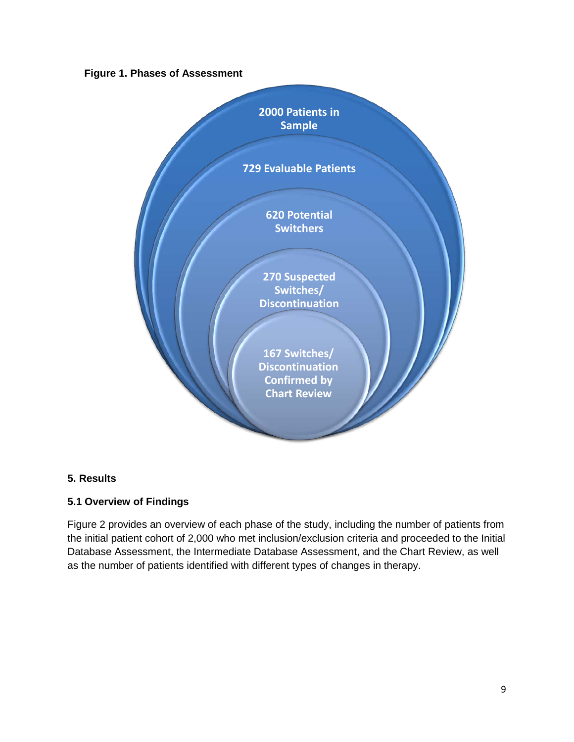**Figure 1. Phases of Assessment**

2000 Patients in Sample

729 Evaluable Patients

620 Potential Switchers

270 Suspected Switches/ Discontinuation

167 Switches/ Discontinuation Confirmed by Chart Review

## 5. Results

### 5.1 Overview of Findings

Figure 2 provides an overview of each phase of the study, including the number of patients from the initial patient cohort of 2,000 who met inclusion/exclusion criteria and proceeded to the Initial Database Assessment, the Intermediate Database Assessment, and the Chart Review, as well as the number of patients identified with different types of changes in therapy.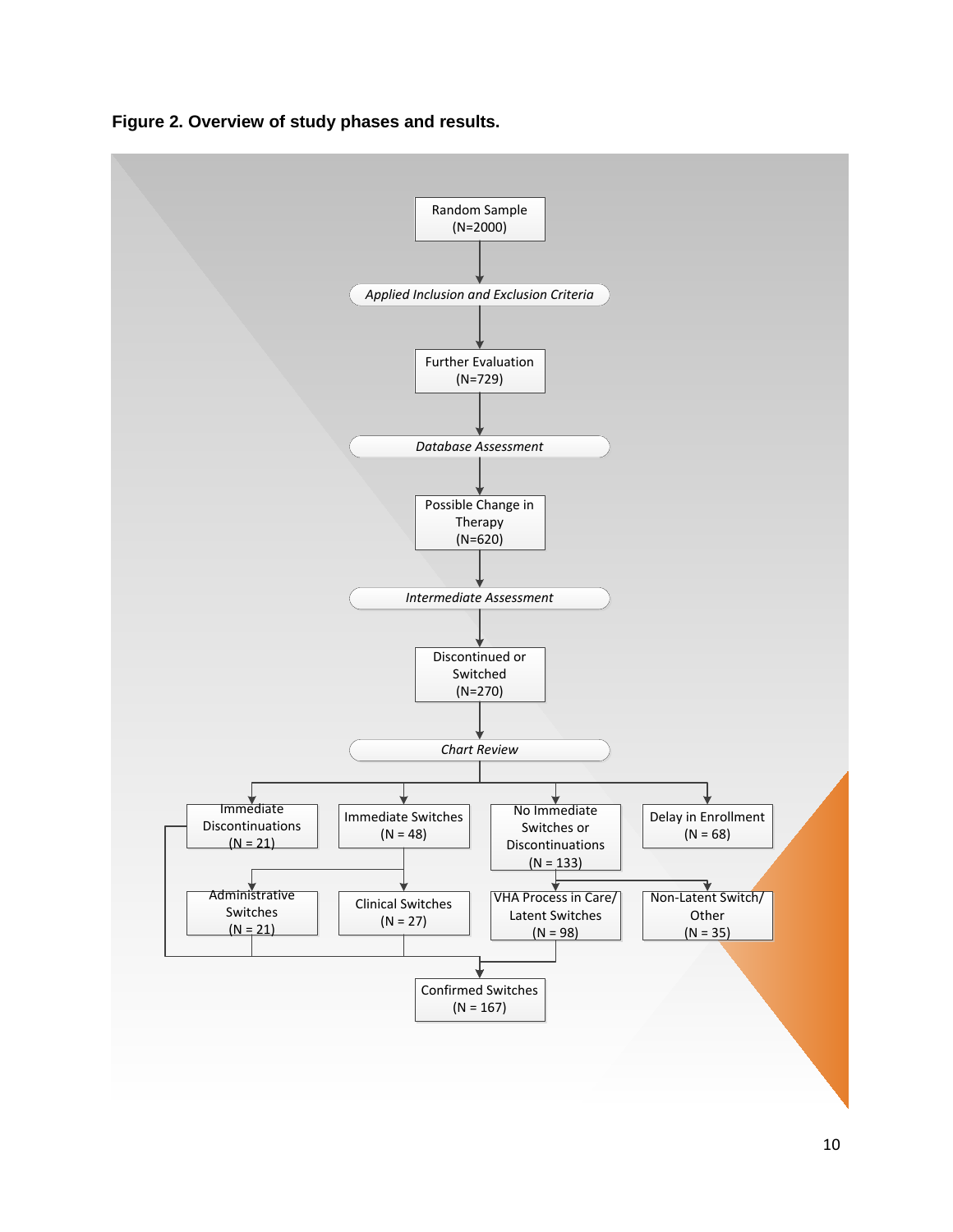**Figure 2. Overview of study phases and results.**

Random Sample (N=2000)

*Applied Inclusion and Exclusion Criteria*

Further Evaluation (N=729)

*Database Assessment*

Possible Change in Therapy (N=620)

*Intermediate Assessment*

Discontinued or Switched (N=270)

*Chart Review*

Immediate Discontinuations (N = 21)

Immediate Switches (N = 48)

No Immediate Switches or Discontinuations (N = 133)

Delay in Enrollment (N = 68)

Administrative Switches (N = 21)

Clinical Switches (N = 27)

VHA Process in Care/ Latent Switches (N = 98)

Non-Latent Switch/ Other (N = 35)

Confirmed Switches (N = 167)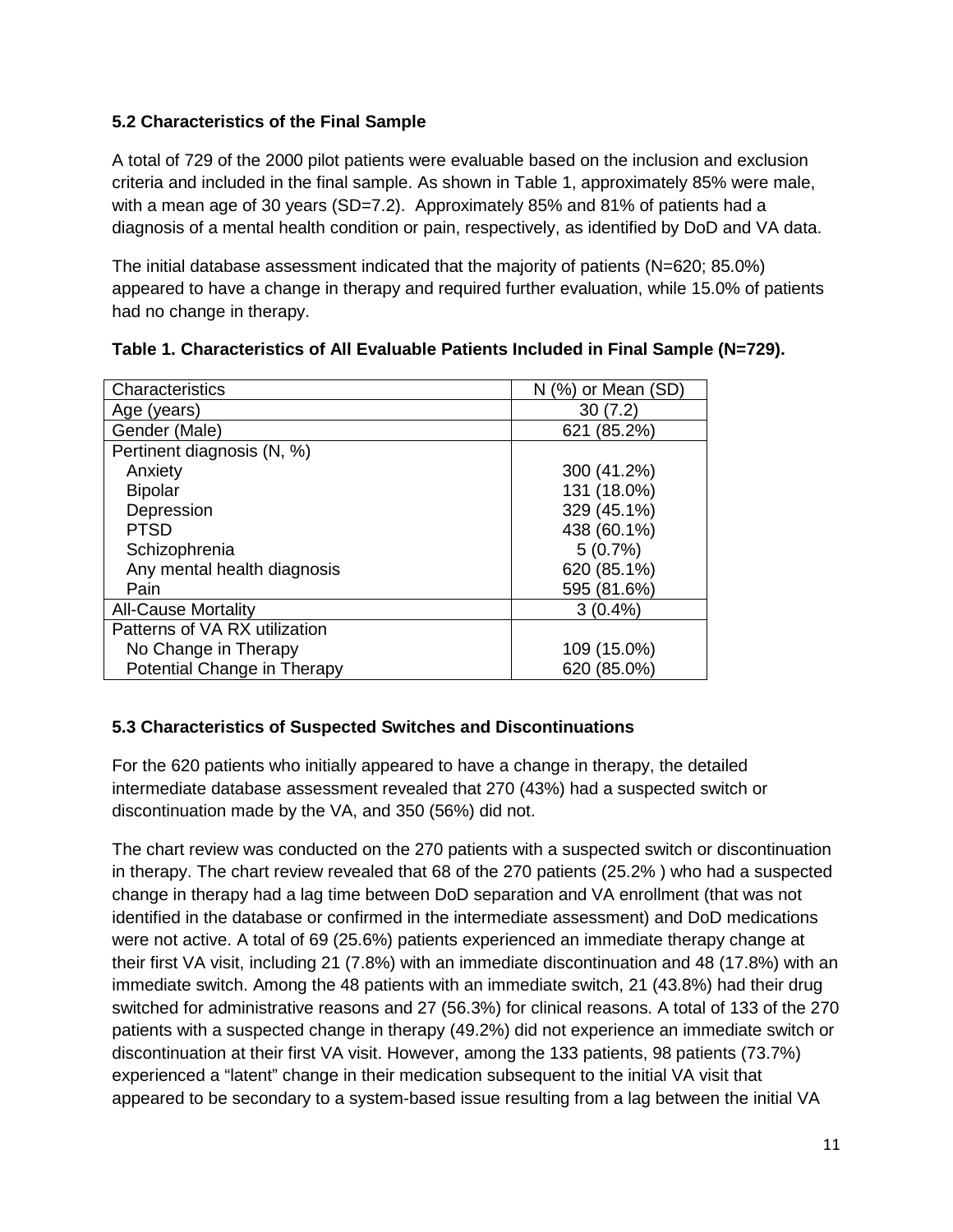### 5.2 Characteristics of the Final Sample

A total of 729 of the 2000 pilot patients were evaluable based on the inclusion and exclusion criteria and included in the final sample. As shown in Table 1, approximately 85% were male, with a mean age of 30 years (SD=7.2). Approximately 85% and 81% of patients had a diagnosis of a mental health condition or pain, respectively, as identified by DoD and VA data.

The initial database assessment indicated that the majority of patients (N=620; 85.0%) appeared to have a change in therapy and required further evaluation, while 15.0% of patients had no change in therapy.

**Table 1. Characteristics of All Evaluable Patients Included in Final Sample (N=729).**

| Characteristics | N (%) or Mean (SD) |
| --- | --- |
| Age (years) | 30 (7.2) |
| Gender (Male) | 621 (85.2%) |
| Pertinent diagnosis (N, %) | |
| Anxiety | 300 (41.2%) |
| Bipolar | 131 (18.0%) |
| Depression | 329 (45.1%) |
| PTSD | 438 (60.1%) |
| Schizophrenia | 5 (0.7%) |
| Any mental health diagnosis | 620 (85.1%) |
| Pain | 595 (81.6%) |
| All-Cause Mortality | 3 (0.4%) |
| Patterns of VA RX utilization | |
| No Change in Therapy | 109 (15.0%) |
| Potential Change in Therapy | 620 (85.0%) |

### 5.3 Characteristics of Suspected Switches and Discontinuations

For the 620 patients who initially appeared to have a change in therapy, the detailed intermediate database assessment revealed that 270 (43%) had a suspected switch or discontinuation made by the VA, and 350 (56%) did not.

The chart review was conducted on the 270 patients with a suspected switch or discontinuation in therapy. The chart review revealed that 68 of the 270 patients (25.2% ) who had a suspected change in therapy had a lag time between DoD separation and VA enrollment (that was not identified in the database or confirmed in the intermediate assessment) and DoD medications were not active. A total of 69 (25.6%) patients experienced an immediate therapy change at their first VA visit, including 21 (7.8%) with an immediate discontinuation and 48 (17.8%) with an immediate switch. Among the 48 patients with an immediate switch, 21 (43.8%) had their drug switched for administrative reasons and 27 (56.3%) for clinical reasons. A total of 133 of the 270 patients with a suspected change in therapy (49.2%) did not experience an immediate switch or discontinuation at their first VA visit. However, among the 133 patients, 98 patients (73.7%) experienced a "latent" change in their medication subsequent to the initial VA visit that appeared to be secondary to a system-based issue resulting from a lag between the initial VA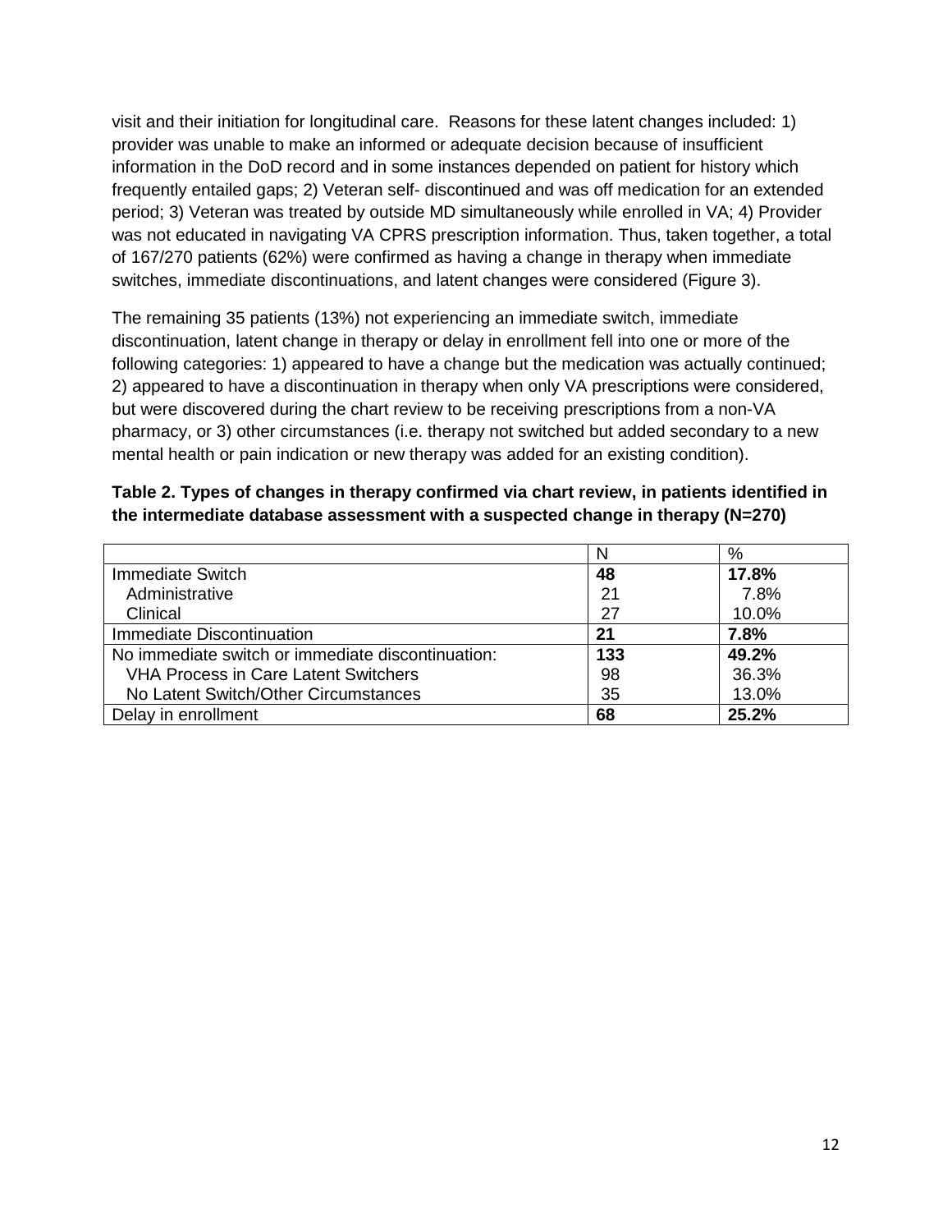visit and their initiation for longitudinal care. Reasons for these latent changes included: 1) provider was unable to make an informed or adequate decision because of insufficient information in the DoD record and in some instances depended on patient for history which frequently entailed gaps; 2) Veteran self- discontinued and was off medication for an extended period; 3) Veteran was treated by outside MD simultaneously while enrolled in VA; 4) Provider was not educated in navigating VA CPRS prescription information. Thus, taken together, a total of 167/270 patients (62%) were confirmed as having a change in therapy when immediate switches, immediate discontinuations, and latent changes were considered (Figure 3).

The remaining 35 patients (13%) not experiencing an immediate switch, immediate discontinuation, latent change in therapy or delay in enrollment fell into one or more of the following categories: 1) appeared to have a change but the medication was actually continued; 2) appeared to have a discontinuation in therapy when only VA prescriptions were considered, but were discovered during the chart review to be receiving prescriptions from a non-VA pharmacy, or 3) other circumstances (i.e. therapy not switched but added secondary to a new mental health or pain indication or new therapy was added for an existing condition).

**Table 2. Types of changes in therapy confirmed via chart review, in patients identified in the intermediate database assessment with a suspected change in therapy (N=270)**

| | N | % |
|---|---|---|
| Immediate Switch | **48** | **17.8%** |
| Administrative | 21 | 7.8% |
| Clinical | 27 | 10.0% |
| Immediate Discontinuation | **21** | **7.8%** |
| No immediate switch or immediate discontinuation: | **133** | **49.2%** |
| VHA Process in Care Latent Switchers | 98 | 36.3% |
| No Latent Switch/Other Circumstances | 35 | 13.0% |
| Delay in enrollment | **68** | **25.2%** |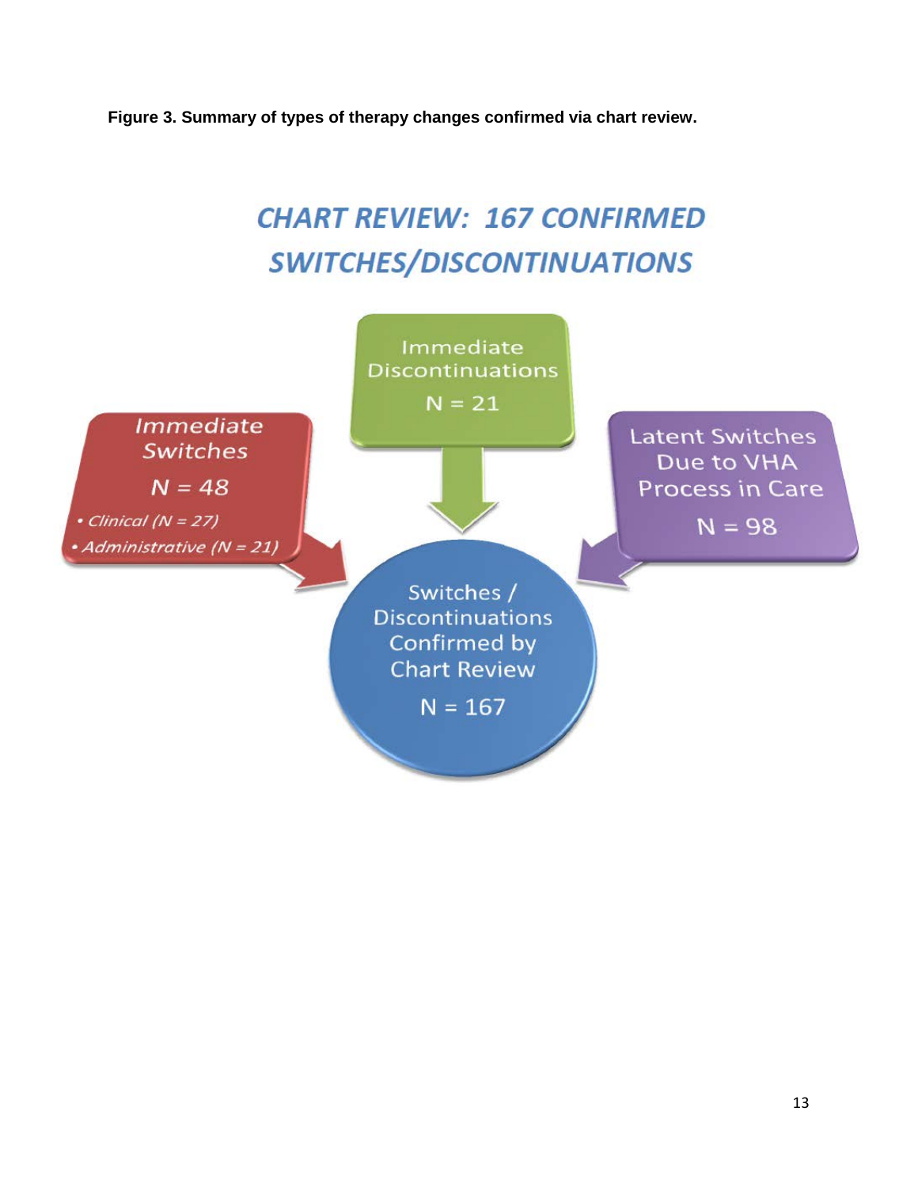**Figure 3. Summary of types of therapy changes confirmed via chart review.**

## CHART REVIEW: 167 CONFIRMED SWITCHES/DISCONTINUATIONS

*Immediate Switches*

N = 48

- *Clinical (N = 27)*
- *Administrative (N = 21)*

Immediate Discontinuations

N = 21

Latent Switches Due to VHA Process in Care

N = 98

Switches / Discontinuations Confirmed by Chart Review

N = 167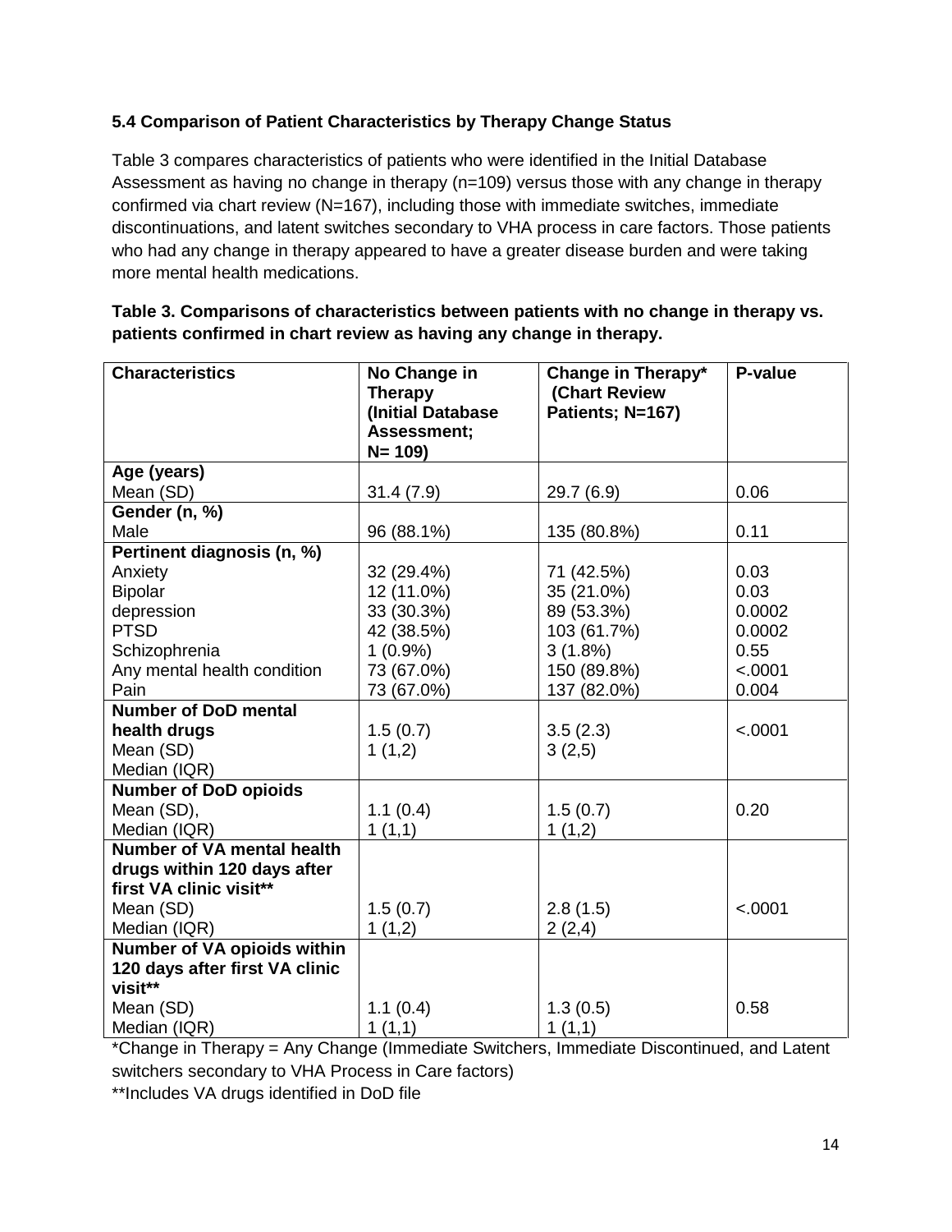### 5.4 Comparison of Patient Characteristics by Therapy Change Status

Table 3 compares characteristics of patients who were identified in the Initial Database Assessment as having no change in therapy (n=109) versus those with any change in therapy confirmed via chart review (N=167), including those with immediate switches, immediate discontinuations, and latent switches secondary to VHA process in care factors. Those patients who had any change in therapy appeared to have a greater disease burden and were taking more mental health medications.

**Table 3. Comparisons of characteristics between patients with no change in therapy vs. patients confirmed in chart review as having any change in therapy.**

| Characteristics | No Change in Therapy (Initial Database Assessment; N= 109) | Change in Therapy* (Chart Review Patients; N=167) | P-value |
|---|---|---|---|
| **Age (years)** | | | |
| Mean (SD) | 31.4 (7.9) | 29.7 (6.9) | 0.06 |
| **Gender (n, %)** | | | |
| Male | 96 (88.1%) | 135 (80.8%) | 0.11 |
| **Pertinent diagnosis (n, %)** | | | |
| Anxiety | 32 (29.4%) | 71 (42.5%) | 0.03 |
| Bipolar | 12 (11.0%) | 35 (21.0%) | 0.03 |
| depression | 33 (30.3%) | 89 (53.3%) | 0.0002 |
| PTSD | 42 (38.5%) | 103 (61.7%) | 0.0002 |
| Schizophrenia | 1 (0.9%) | 3 (1.8%) | 0.55 |
| Any mental health condition | 73 (67.0%) | 150 (89.8%) | <.0001 |
| Pain | 73 (67.0%) | 137 (82.0%) | 0.004 |
| **Number of DoD mental health drugs** | | | |
| Mean (SD) | 1.5 (0.7) | 3.5 (2.3) | <.0001 |
| Median (IQR) | 1 (1,2) | 3 (2,5) | |
| **Number of DoD opioids** | | | |
| Mean (SD), | 1.1 (0.4) | 1.5 (0.7) | 0.20 |
| Median (IQR) | 1 (1,1) | 1 (1,2) | |
| **Number of VA mental health drugs within 120 days after first VA clinic visit**** | | | |
| Mean (SD) | 1.5 (0.7) | 2.8 (1.5) | <.0001 |
| Median (IQR) | 1 (1,2) | 2 (2,4) | |
| **Number of VA opioids within 120 days after first VA clinic visit**** | | | |
| Mean (SD) | 1.1 (0.4) | 1.3 (0.5) | 0.58 |
| Median (IQR) | 1 (1,1) | 1 (1,1) | |

*Change in Therapy = Any Change (Immediate Switchers, Immediate Discontinued, and Latent switchers secondary to VHA Process in Care factors)

**Includes VA drugs identified in DoD file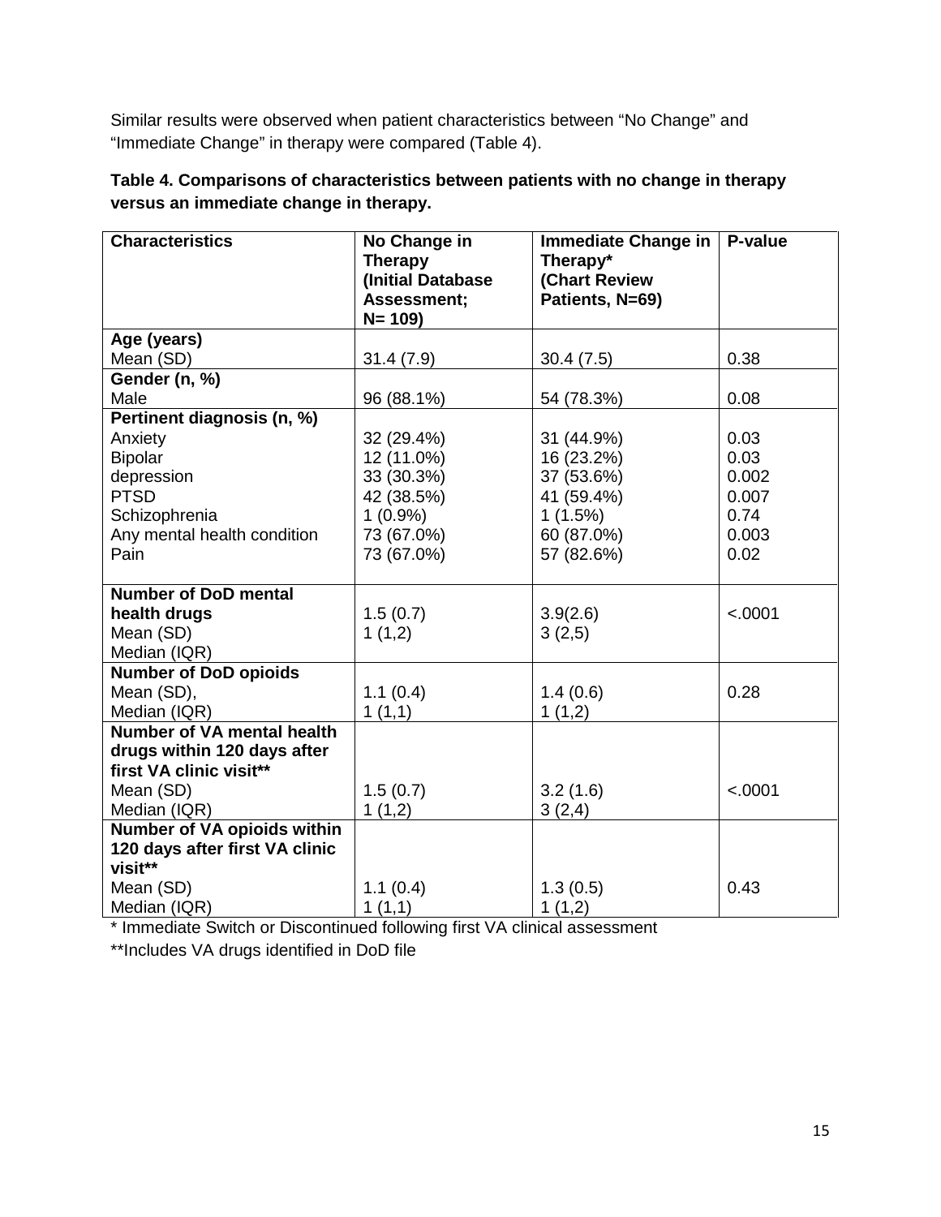Similar results were observed when patient characteristics between “No Change” and “Immediate Change” in therapy were compared (Table 4).

**Table 4. Comparisons of characteristics between patients with no change in therapy versus an immediate change in therapy.**

| Characteristics | No Change in Therapy (Initial Database Assessment; N= 109) | Immediate Change in Therapy* (Chart Review Patients, N=69) | P-value |
|---|---|---|---|
| **Age (years)** | | | |
| Mean (SD) | 31.4 (7.9) | 30.4 (7.5) | 0.38 |
| **Gender (n, %)** | | | |
| Male | 96 (88.1%) | 54 (78.3%) | 0.08 |
| **Pertinent diagnosis (n, %)** | | | |
| Anxiety | 32 (29.4%) | 31 (44.9%) | 0.03 |
| Bipolar | 12 (11.0%) | 16 (23.2%) | 0.03 |
| depression | 33 (30.3%) | 37 (53.6%) | 0.002 |
| PTSD | 42 (38.5%) | 41 (59.4%) | 0.007 |
| Schizophrenia | 1 (0.9%) | 1 (1.5%) | 0.74 |
| Any mental health condition | 73 (67.0%) | 60 (87.0%) | 0.003 |
| Pain | 73 (67.0%) | 57 (82.6%) | 0.02 |
| **Number of DoD mental health drugs** | | | |
| Mean (SD) | 1.5 (0.7) | 3.9(2.6) | <.0001 |
| Median (IQR) | 1 (1,2) | 3 (2,5) | |
| **Number of DoD opioids** | | | |
| Mean (SD), | 1.1 (0.4) | 1.4 (0.6) | 0.28 |
| Median (IQR) | 1 (1,1) | 1 (1,2) | |
| **Number of VA mental health drugs within 120 days after first VA clinic visit**** | | | |
| Mean (SD) | 1.5 (0.7) | 3.2 (1.6) | <.0001 |
| Median (IQR) | 1 (1,2) | 3 (2,4) | |
| **Number of VA opioids within 120 days after first VA clinic visit**** | | | |
| Mean (SD) | 1.1 (0.4) | 1.3 (0.5) | 0.43 |
| Median (IQR) | 1 (1,1) | 1 (1,2) | |

* Immediate Switch or Discontinued following first VA clinical assessment

**Includes VA drugs identified in DoD file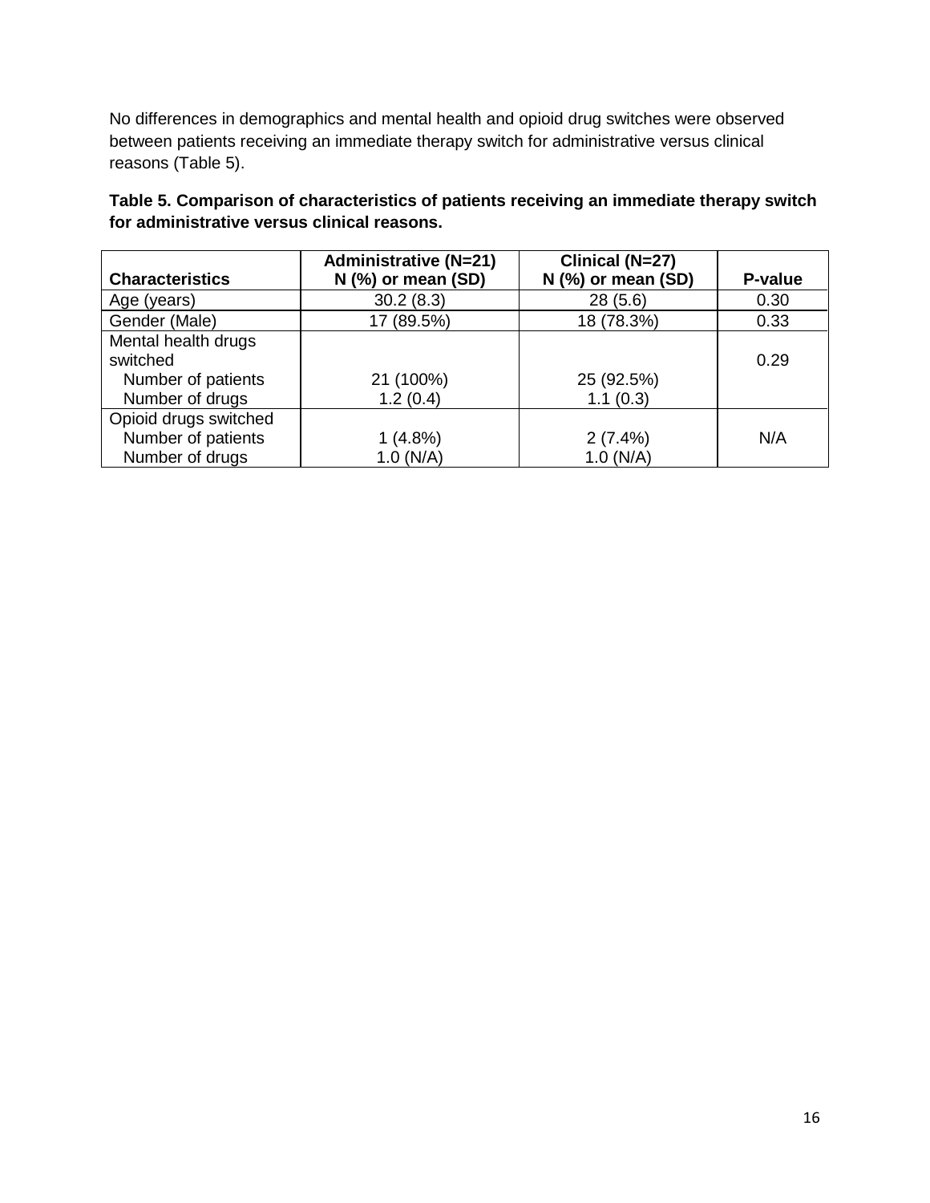No differences in demographics and mental health and opioid drug switches were observed between patients receiving an immediate therapy switch for administrative versus clinical reasons (Table 5).

**Table 5. Comparison of characteristics of patients receiving an immediate therapy switch for administrative versus clinical reasons.**

| Characteristics | Administrative (N=21) N (%) or mean (SD) | Clinical (N=27) N (%) or mean (SD) | P-value |
|---|---|---|---|
| Age (years) | 30.2 (8.3) | 28 (5.6) | 0.30 |
| Gender (Male) | 17 (89.5%) | 18 (78.3%) | 0.33 |
| Mental health drugs switched | | | 0.29 |
| Number of patients | 21 (100%) | 25 (92.5%) | |
| Number of drugs | 1.2 (0.4) | 1.1 (0.3) | |
| Opioid drugs switched | | | N/A |
| Number of patients | 1 (4.8%) | 2 (7.4%) | |
| Number of drugs | 1.0 (N/A) | 1.0 (N/A) | |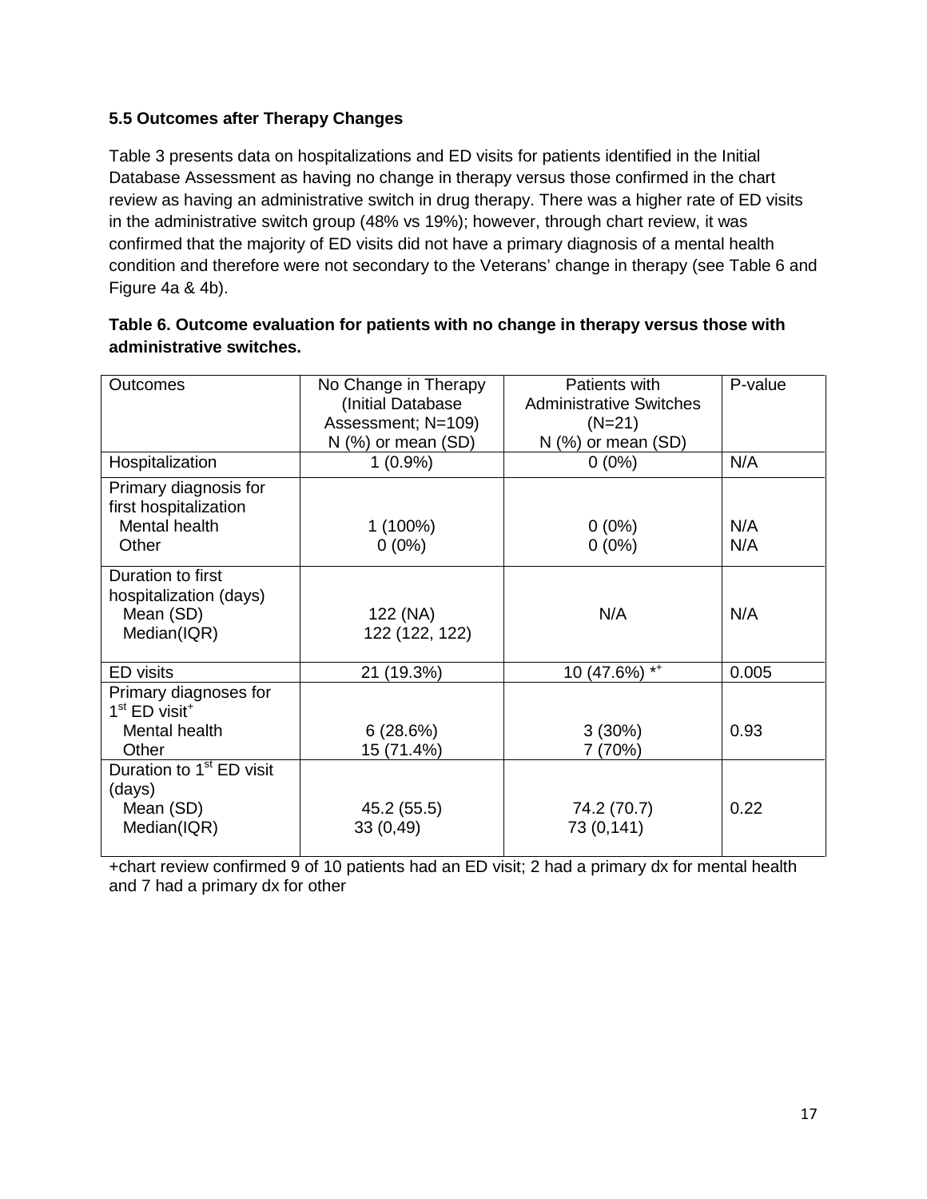**5.5 Outcomes after Therapy Changes**

Table 3 presents data on hospitalizations and ED visits for patients identified in the Initial Database Assessment as having no change in therapy versus those confirmed in the chart review as having an administrative switch in drug therapy. There was a higher rate of ED visits in the administrative switch group (48% vs 19%); however, through chart review, it was confirmed that the majority of ED visits did not have a primary diagnosis of a mental health condition and therefore were not secondary to the Veterans' change in therapy (see Table 6 and Figure 4a & 4b).

**Table 6. Outcome evaluation for patients with no change in therapy versus those with administrative switches.**

| Outcomes | No Change in Therapy (Initial Database Assessment; N=109) N (%) or mean (SD) | Patients with Administrative Switches (N=21) N (%) or mean (SD) | P-value |
|---|---|---|---|
| Hospitalization | 1 (0.9%) | 0 (0%) | N/A |
| Primary diagnosis for first hospitalization | | | |
| Mental health | 1 (100%) | 0 (0%) | N/A |
| Other | 0 (0%) | 0 (0%) | N/A |
| Duration to first hospitalization (days) | | | |
| Mean (SD) | 122 (NA) | N/A | N/A |
| Median(IQR) | 122 (122, 122) | | |
| ED visits | 21 (19.3%) | 10 (47.6%) *+ | 0.005 |
| Primary diagnoses for 1st ED visit+ | | | |
| Mental health | 6 (28.6%) | 3 (30%) | 0.93 |
| Other | 15 (71.4%) | 7 (70%) | |
| Duration to 1st ED visit (days) | | | |
| Mean (SD) | 45.2 (55.5) | 74.2 (70.7) | 0.22 |
| Median(IQR) | 33 (0,49) | 73 (0,141) | |

+chart review confirmed 9 of 10 patients had an ED visit; 2 had a primary dx for mental health and 7 had a primary dx for other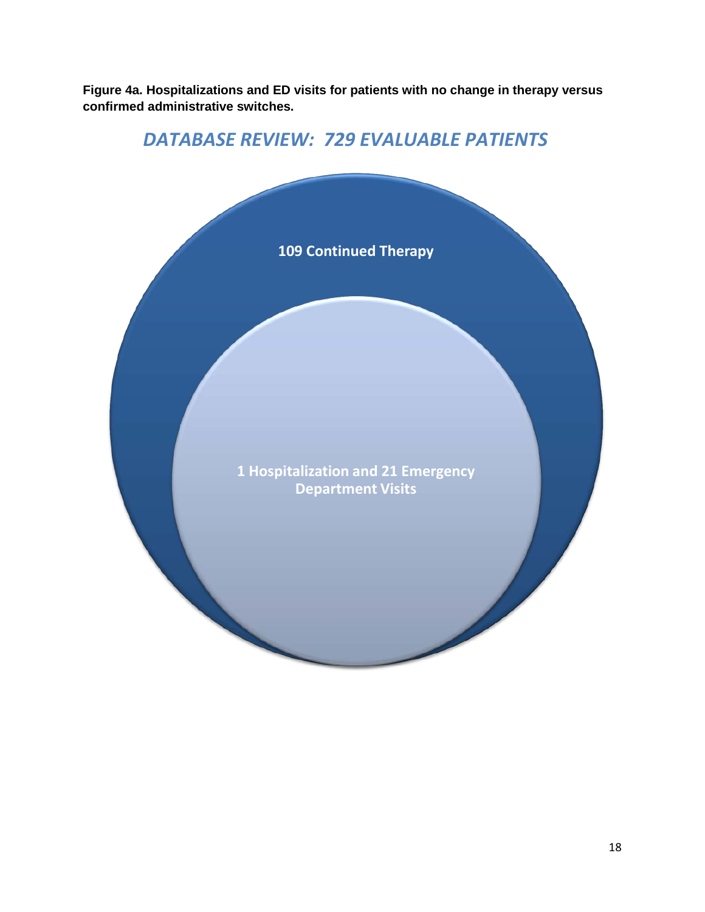**Figure 4a. Hospitalizations and ED visits for patients with no change in therapy versus confirmed administrative switches.**

*DATABASE REVIEW: 729 EVALUABLE PATIENTS*

**109 Continued Therapy**

**1 Hospitalization and 21 Emergency Department Visits**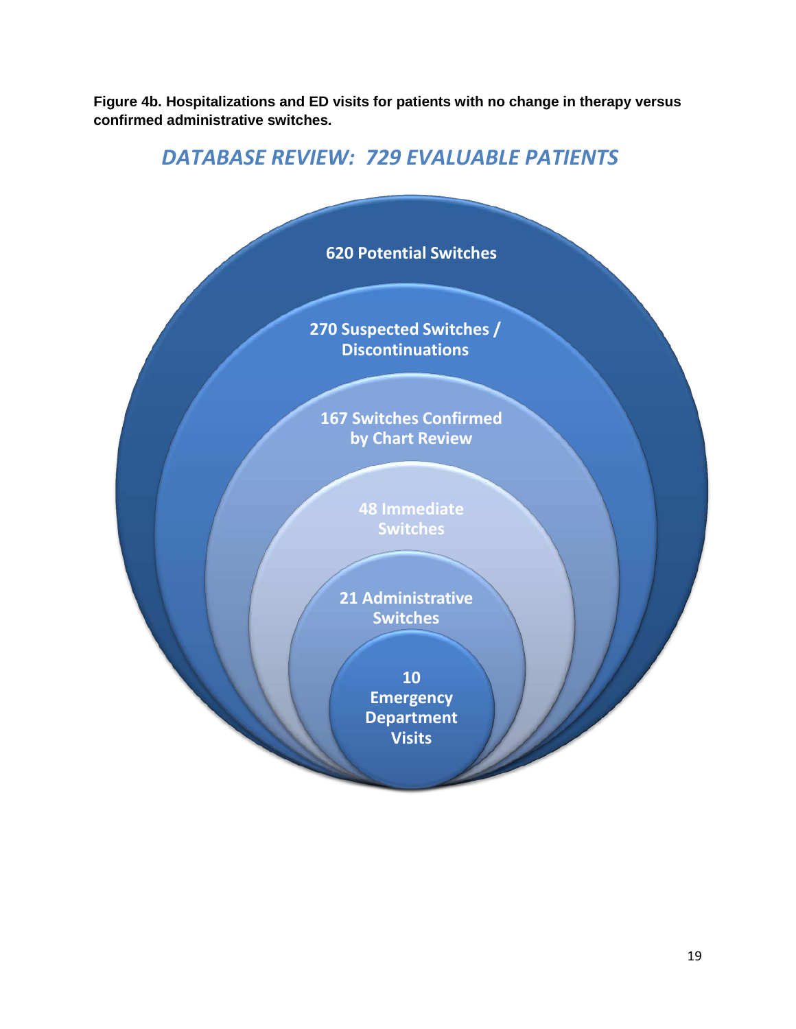**Figure 4b. Hospitalizations and ED visits for patients with no change in therapy versus confirmed administrative switches.**

*DATABASE REVIEW: 729 EVALUABLE PATIENTS*

**620 Potential Switches**

**270 Suspected Switches / Discontinuations**

**167 Switches Confirmed by Chart Review**

**48 Immediate Switches**

**21 Administrative Switches**

**10 Emergency Department Visits**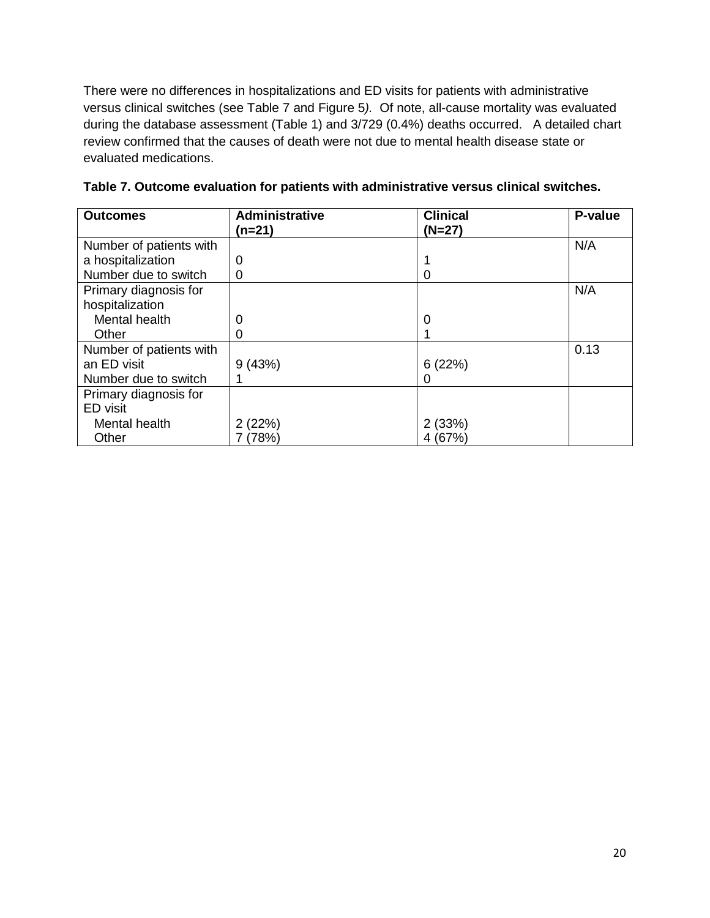There were no differences in hospitalizations and ED visits for patients with administrative versus clinical switches (see Table 7 and Figure 5*).* Of note, all-cause mortality was evaluated during the database assessment (Table 1) and 3/729 (0.4%) deaths occurred. A detailed chart review confirmed that the causes of death were not due to mental health disease state or evaluated medications.

**Table 7. Outcome evaluation for patients with administrative versus clinical switches.**

| **Outcomes** | **Administrative (n=21)** | **Clinical (N=27)** | **P-value** |
|---|---|---|---|
| Number of patients with a hospitalization | 0 | 1 | N/A |
| Number due to switch | 0 | 0 | |
| Primary diagnosis for hospitalization | | | N/A |
| Mental health | 0 | 0 | |
| Other | 0 | 1 | |
| Number of patients with an ED visit | 9 (43%) | 6 (22%) | 0.13 |
| Number due to switch | 1 | 0 | |
| Primary diagnosis for ED visit | | | |
| Mental health | 2 (22%) | 2 (33%) | |
| Other | 7 (78%) | 4 (67%) | |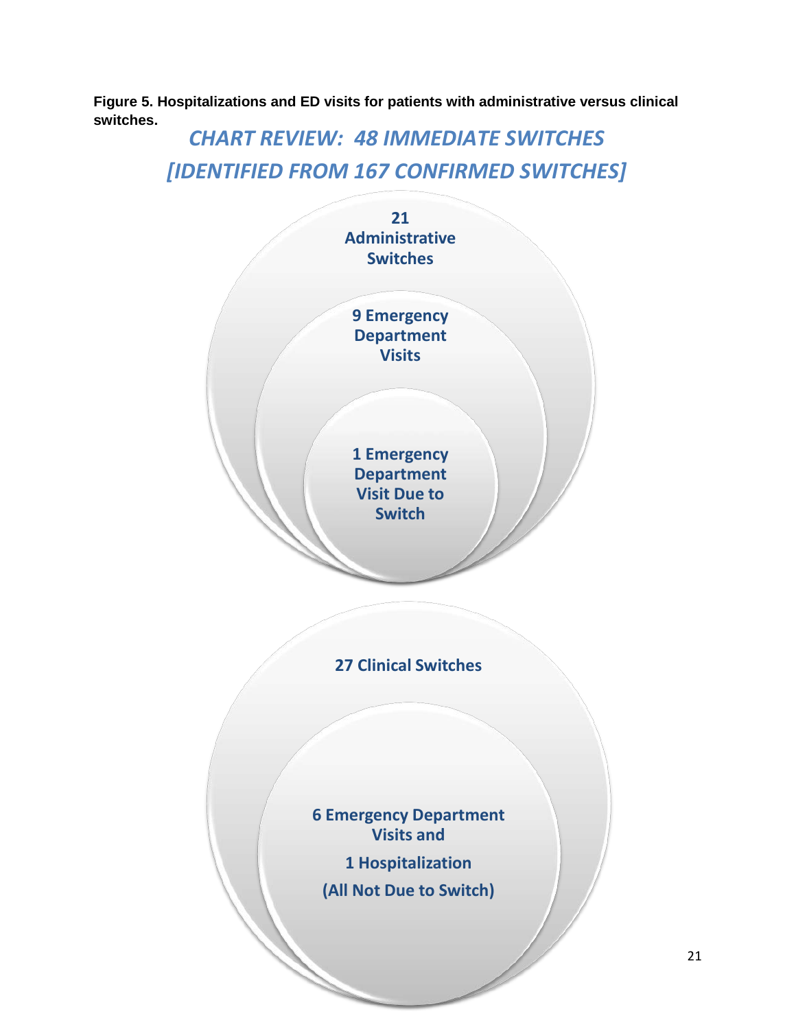**Figure 5. Hospitalizations and ED visits for patients with administrative versus clinical switches.**

*CHART REVIEW: 48 IMMEDIATE SWITCHES [IDENTIFIED FROM 167 CONFIRMED SWITCHES]*

**21 Administrative Switches**

**9 Emergency Department Visits**

**1 Emergency Department Visit Due to Switch**

**27 Clinical Switches**

**6 Emergency Department Visits and**

**1 Hospitalization**

**(All Not Due to Switch)**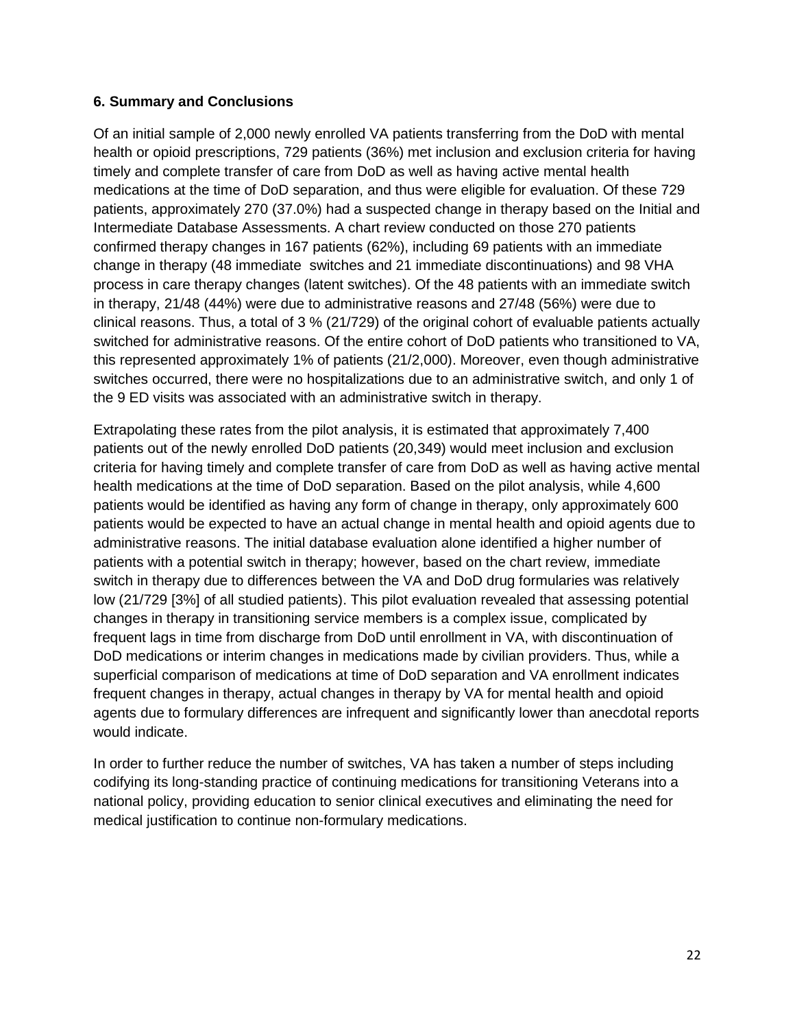### 6. Summary and Conclusions

Of an initial sample of 2,000 newly enrolled VA patients transferring from the DoD with mental health or opioid prescriptions, 729 patients (36%) met inclusion and exclusion criteria for having timely and complete transfer of care from DoD as well as having active mental health medications at the time of DoD separation, and thus were eligible for evaluation. Of these 729 patients, approximately 270 (37.0%) had a suspected change in therapy based on the Initial and Intermediate Database Assessments. A chart review conducted on those 270 patients confirmed therapy changes in 167 patients (62%), including 69 patients with an immediate change in therapy (48 immediate switches and 21 immediate discontinuations) and 98 VHA process in care therapy changes (latent switches). Of the 48 patients with an immediate switch in therapy, 21/48 (44%) were due to administrative reasons and 27/48 (56%) were due to clinical reasons. Thus, a total of 3 % (21/729) of the original cohort of evaluable patients actually switched for administrative reasons. Of the entire cohort of DoD patients who transitioned to VA, this represented approximately 1% of patients (21/2,000). Moreover, even though administrative switches occurred, there were no hospitalizations due to an administrative switch, and only 1 of the 9 ED visits was associated with an administrative switch in therapy.

Extrapolating these rates from the pilot analysis, it is estimated that approximately 7,400 patients out of the newly enrolled DoD patients (20,349) would meet inclusion and exclusion criteria for having timely and complete transfer of care from DoD as well as having active mental health medications at the time of DoD separation. Based on the pilot analysis, while 4,600 patients would be identified as having any form of change in therapy, only approximately 600 patients would be expected to have an actual change in mental health and opioid agents due to administrative reasons. The initial database evaluation alone identified a higher number of patients with a potential switch in therapy; however, based on the chart review, immediate switch in therapy due to differences between the VA and DoD drug formularies was relatively low (21/729 [3%] of all studied patients). This pilot evaluation revealed that assessing potential changes in therapy in transitioning service members is a complex issue, complicated by frequent lags in time from discharge from DoD until enrollment in VA, with discontinuation of DoD medications or interim changes in medications made by civilian providers. Thus, while a superficial comparison of medications at time of DoD separation and VA enrollment indicates frequent changes in therapy, actual changes in therapy by VA for mental health and opioid agents due to formulary differences are infrequent and significantly lower than anecdotal reports would indicate.

In order to further reduce the number of switches, VA has taken a number of steps including codifying its long-standing practice of continuing medications for transitioning Veterans into a national policy, providing education to senior clinical executives and eliminating the need for medical justification to continue non-formulary medications.